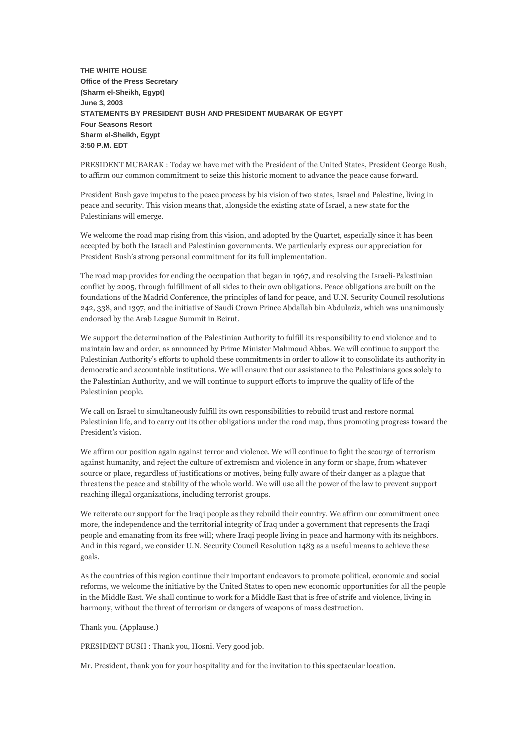**THE WHITE HOUSE**
**Office of the Press Secretary**
**(Sharm el-Sheikh, Egypt)**
**June 3, 2003**
**STATEMENTS BY PRESIDENT BUSH AND PRESIDENT MUBARAK OF EGYPT**
**Four Seasons Resort**
**Sharm el-Sheikh, Egypt**
**3:50 P.M. EDT**

PRESIDENT MUBARAK : Today we have met with the President of the United States, President George Bush, to affirm our common commitment to seize this historic moment to advance the peace cause forward.

President Bush gave impetus to the peace process by his vision of two states, Israel and Palestine, living in peace and security. This vision means that, alongside the existing state of Israel, a new state for the Palestinians will emerge.

We welcome the road map rising from this vision, and adopted by the Quartet, especially since it has been accepted by both the Israeli and Palestinian governments. We particularly express our appreciation for President Bush's strong personal commitment for its full implementation.

The road map provides for ending the occupation that began in 1967, and resolving the Israeli-Palestinian conflict by 2005, through fulfillment of all sides to their own obligations. Peace obligations are built on the foundations of the Madrid Conference, the principles of land for peace, and U.N. Security Council resolutions 242, 338, and 1397, and the initiative of Saudi Crown Prince Abdallah bin Abdulaziz, which was unanimously endorsed by the Arab League Summit in Beirut.

We support the determination of the Palestinian Authority to fulfill its responsibility to end violence and to maintain law and order, as announced by Prime Minister Mahmoud Abbas. We will continue to support the Palestinian Authority's efforts to uphold these commitments in order to allow it to consolidate its authority in democratic and accountable institutions. We will ensure that our assistance to the Palestinians goes solely to the Palestinian Authority, and we will continue to support efforts to improve the quality of life of the Palestinian people.

We call on Israel to simultaneously fulfill its own responsibilities to rebuild trust and restore normal Palestinian life, and to carry out its other obligations under the road map, thus promoting progress toward the President's vision.

We affirm our position again against terror and violence. We will continue to fight the scourge of terrorism against humanity, and reject the culture of extremism and violence in any form or shape, from whatever source or place, regardless of justifications or motives, being fully aware of their danger as a plague that threatens the peace and stability of the whole world. We will use all the power of the law to prevent support reaching illegal organizations, including terrorist groups.

We reiterate our support for the Iraqi people as they rebuild their country. We affirm our commitment once more, the independence and the territorial integrity of Iraq under a government that represents the Iraqi people and emanating from its free will; where Iraqi people living in peace and harmony with its neighbors. And in this regard, we consider U.N. Security Council Resolution 1483 as a useful means to achieve these goals.

As the countries of this region continue their important endeavors to promote political, economic and social reforms, we welcome the initiative by the United States to open new economic opportunities for all the people in the Middle East. We shall continue to work for a Middle East that is free of strife and violence, living in harmony, without the threat of terrorism or dangers of weapons of mass destruction.

Thank you. (Applause.)

PRESIDENT BUSH : Thank you, Hosni. Very good job.

Mr. President, thank you for your hospitality and for the invitation to this spectacular location.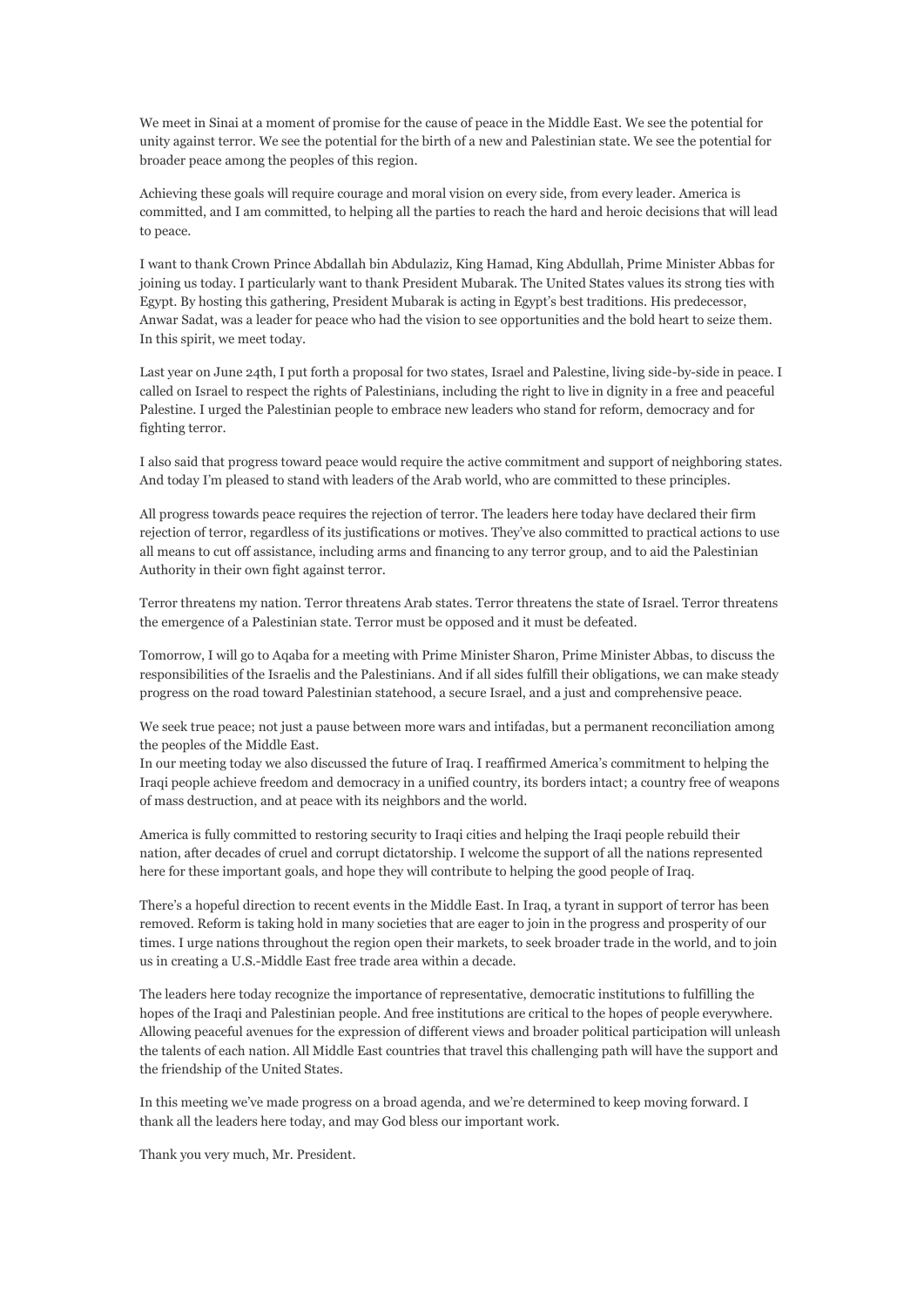We meet in Sinai at a moment of promise for the cause of peace in the Middle East. We see the potential for unity against terror. We see the potential for the birth of a new and Palestinian state. We see the potential for broader peace among the peoples of this region.

Achieving these goals will require courage and moral vision on every side, from every leader. America is committed, and I am committed, to helping all the parties to reach the hard and heroic decisions that will lead to peace.

I want to thank Crown Prince Abdallah bin Abdulaziz, King Hamad, King Abdullah, Prime Minister Abbas for joining us today. I particularly want to thank President Mubarak. The United States values its strong ties with Egypt. By hosting this gathering, President Mubarak is acting in Egypt's best traditions. His predecessor, Anwar Sadat, was a leader for peace who had the vision to see opportunities and the bold heart to seize them. In this spirit, we meet today.

Last year on June 24th, I put forth a proposal for two states, Israel and Palestine, living side-by-side in peace. I called on Israel to respect the rights of Palestinians, including the right to live in dignity in a free and peaceful Palestine. I urged the Palestinian people to embrace new leaders who stand for reform, democracy and for fighting terror.

I also said that progress toward peace would require the active commitment and support of neighboring states. And today I'm pleased to stand with leaders of the Arab world, who are committed to these principles.

All progress towards peace requires the rejection of terror. The leaders here today have declared their firm rejection of terror, regardless of its justifications or motives. They've also committed to practical actions to use all means to cut off assistance, including arms and financing to any terror group, and to aid the Palestinian Authority in their own fight against terror.

Terror threatens my nation. Terror threatens Arab states. Terror threatens the state of Israel. Terror threatens the emergence of a Palestinian state. Terror must be opposed and it must be defeated.

Tomorrow, I will go to Aqaba for a meeting with Prime Minister Sharon, Prime Minister Abbas, to discuss the responsibilities of the Israelis and the Palestinians. And if all sides fulfill their obligations, we can make steady progress on the road toward Palestinian statehood, a secure Israel, and a just and comprehensive peace.

We seek true peace; not just a pause between more wars and intifadas, but a permanent reconciliation among the peoples of the Middle East.
In our meeting today we also discussed the future of Iraq. I reaffirmed America's commitment to helping the Iraqi people achieve freedom and democracy in a unified country, its borders intact; a country free of weapons of mass destruction, and at peace with its neighbors and the world.

America is fully committed to restoring security to Iraqi cities and helping the Iraqi people rebuild their nation, after decades of cruel and corrupt dictatorship. I welcome the support of all the nations represented here for these important goals, and hope they will contribute to helping the good people of Iraq.

There's a hopeful direction to recent events in the Middle East. In Iraq, a tyrant in support of terror has been removed. Reform is taking hold in many societies that are eager to join in the progress and prosperity of our times. I urge nations throughout the region open their markets, to seek broader trade in the world, and to join us in creating a U.S.-Middle East free trade area within a decade.

The leaders here today recognize the importance of representative, democratic institutions to fulfilling the hopes of the Iraqi and Palestinian people. And free institutions are critical to the hopes of people everywhere. Allowing peaceful avenues for the expression of different views and broader political participation will unleash the talents of each nation. All Middle East countries that travel this challenging path will have the support and the friendship of the United States.

In this meeting we've made progress on a broad agenda, and we're determined to keep moving forward. I thank all the leaders here today, and may God bless our important work.

Thank you very much, Mr. President.